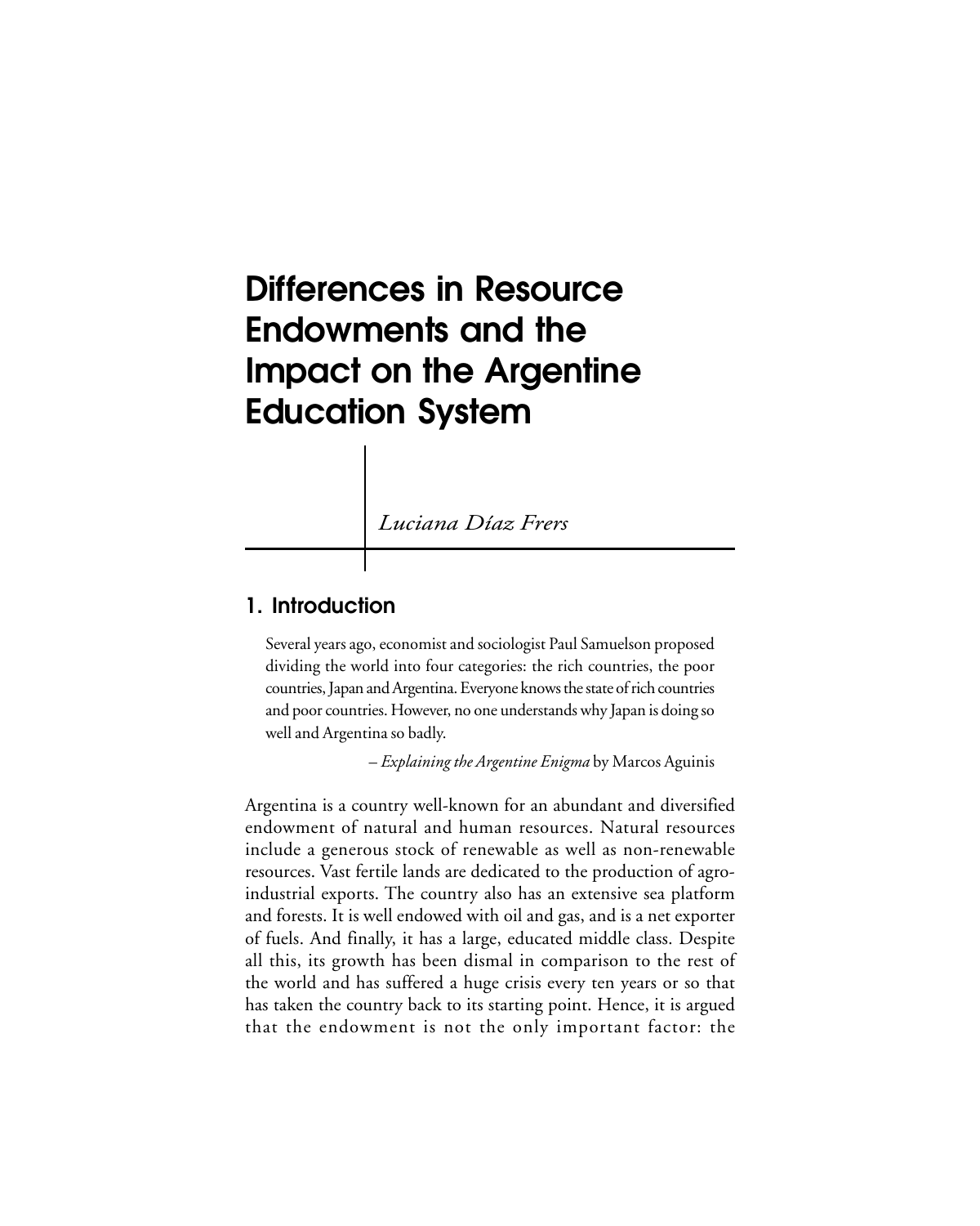# Differences in Resource Endowments and the Impact on the Argentine Education System

*Luciana Díaz Frers*

## 1. Introduction

> Several years ago, economist and sociologist Paul Samuelson proposed dividing the world into four categories: the rich countries, the poor countries, Japan and Argentina. Everyone knows the state of rich countries and poor countries. However, no one understands why Japan is doing so well and Argentina so badly.
>
> – *Explaining the Argentine Enigma* by Marcos Aguinis

Argentina is a country well-known for an abundant and diversified endowment of natural and human resources. Natural resources include a generous stock of renewable as well as non-renewable resources. Vast fertile lands are dedicated to the production of agro-industrial exports. The country also has an extensive sea platform and forests. It is well endowed with oil and gas, and is a net exporter of fuels. And finally, it has a large, educated middle class. Despite all this, its growth has been dismal in comparison to the rest of the world and has suffered a huge crisis every ten years or so that has taken the country back to its starting point. Hence, it is argued that the endowment is not the only important factor: the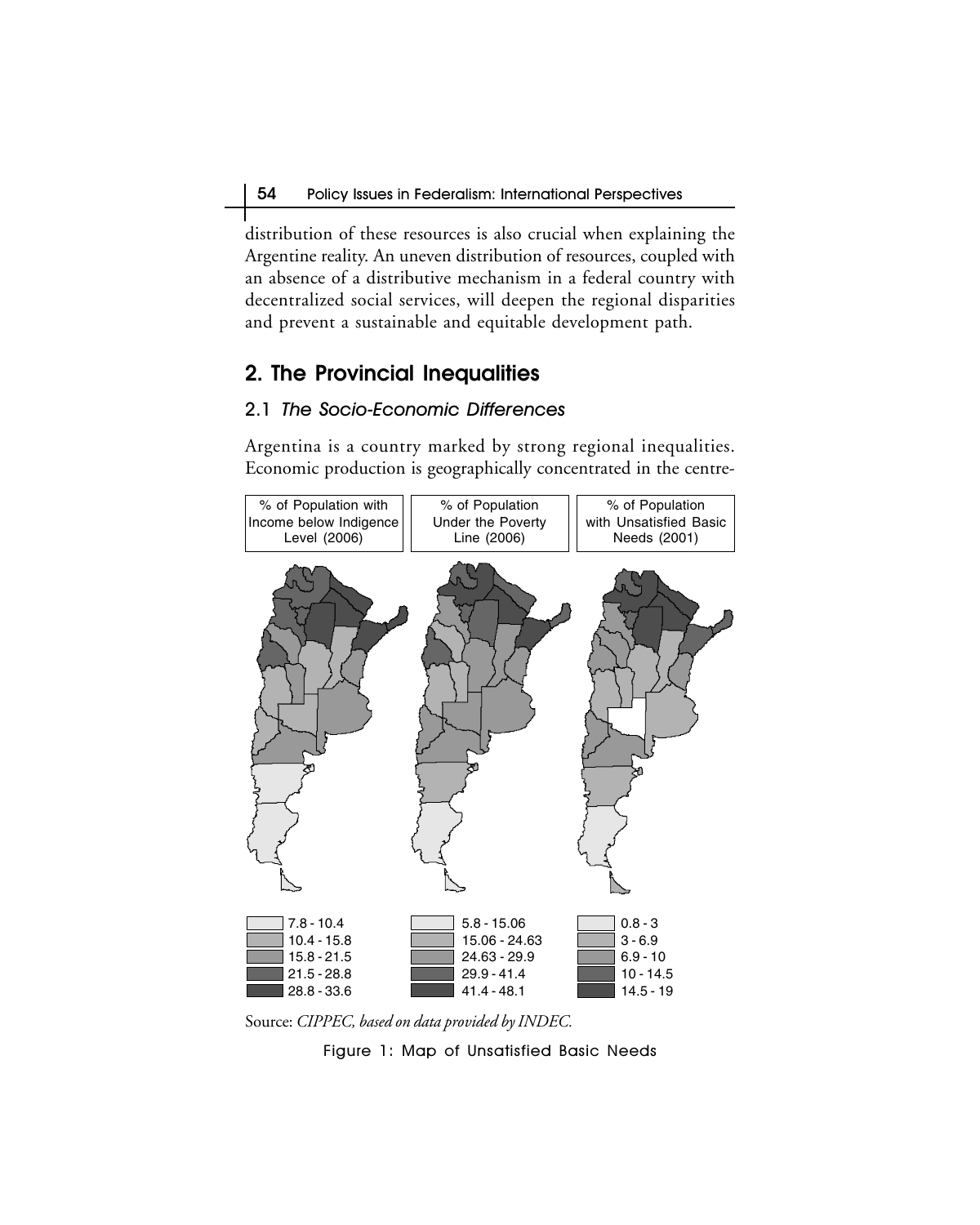distribution of these resources is also crucial when explaining the Argentine reality. An uneven distribution of resources, coupled with an absence of a distributive mechanism in a federal country with decentralized social services, will deepen the regional disparities and prevent a sustainable and equitable development path.

## 2. The Provincial Inequalities

### 2.1 *The Socio-Economic Differences*

Argentina is a country marked by strong regional inequalities. Economic production is geographically concentrated in the centre-

| % of Population with Income below Indigence Level (2006) | % of Population Under the Poverty Line (2006) | % of Population with Unsatisfied Basic Needs (2001) |
|---|---|---|
| 7.8 - 10.4 | 5.8 - 15.06 | 0.8 - 3 |
| 10.4 - 15.8 | 15.06 - 24.63 | 3 - 6.9 |
| 15.8 - 21.5 | 24.63 - 29.9 | 6.9 - 10 |
| 21.5 - 28.8 | 29.9 - 41.4 | 10 - 14.5 |
| 28.8 - 33.6 | 41.4 - 48.1 | 14.5 - 19 |

Source: *CIPPEC, based on data provided by INDEC.*

Figure 1: Map of Unsatisfied Basic Needs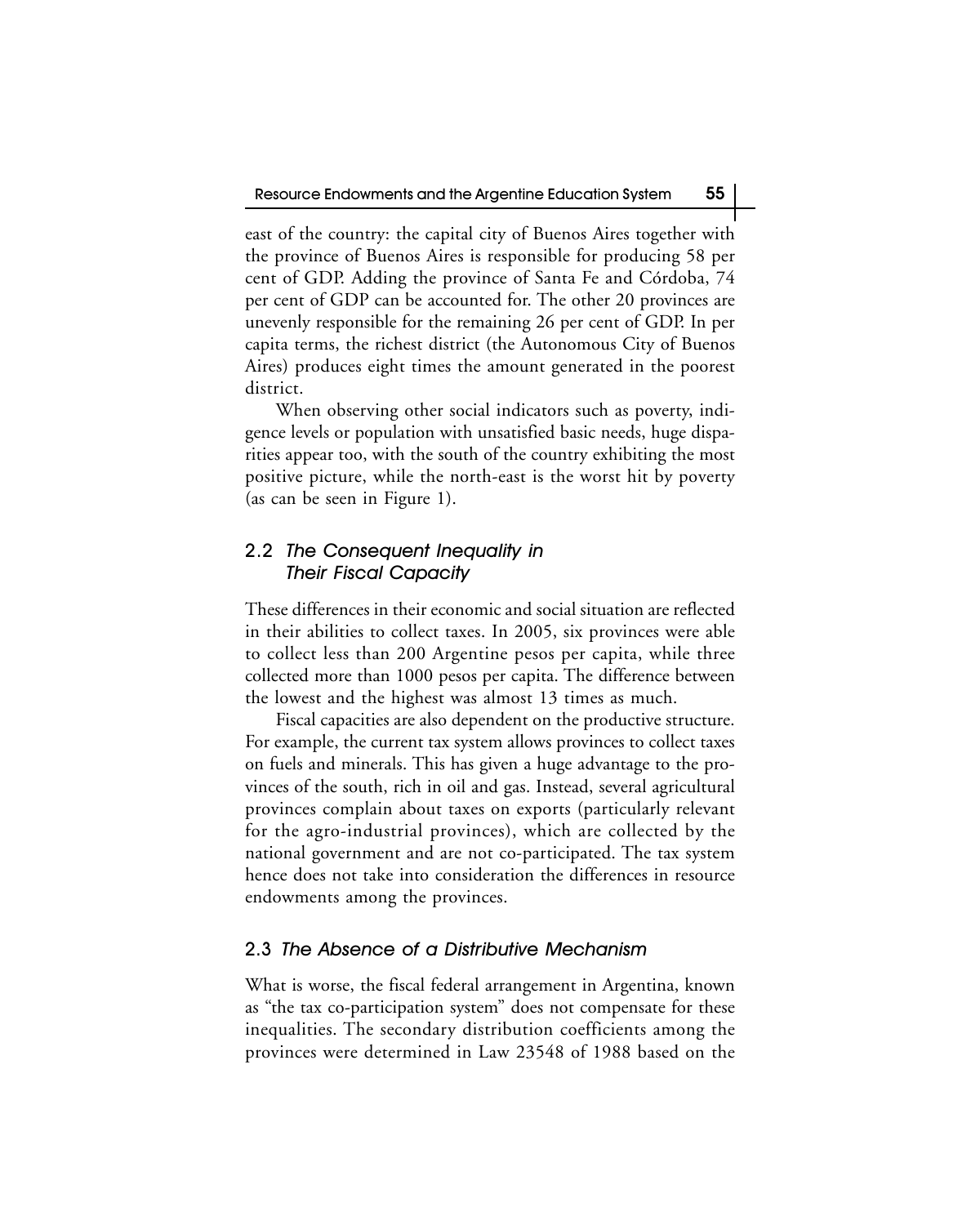east of the country: the capital city of Buenos Aires together with the province of Buenos Aires is responsible for producing 58 per cent of GDP. Adding the province of Santa Fe and Córdoba, 74 per cent of GDP can be accounted for. The other 20 provinces are unevenly responsible for the remaining 26 per cent of GDP. In per capita terms, the richest district (the Autonomous City of Buenos Aires) produces eight times the amount generated in the poorest district.

When observing other social indicators such as poverty, indigence levels or population with unsatisfied basic needs, huge disparities appear too, with the south of the country exhibiting the most positive picture, while the north-east is the worst hit by poverty (as can be seen in Figure 1).

## 2.2 *The Consequent Inequality in Their Fiscal Capacity*

These differences in their economic and social situation are reflected in their abilities to collect taxes. In 2005, six provinces were able to collect less than 200 Argentine pesos per capita, while three collected more than 1000 pesos per capita. The difference between the lowest and the highest was almost 13 times as much.

Fiscal capacities are also dependent on the productive structure. For example, the current tax system allows provinces to collect taxes on fuels and minerals. This has given a huge advantage to the provinces of the south, rich in oil and gas. Instead, several agricultural provinces complain about taxes on exports (particularly relevant for the agro-industrial provinces), which are collected by the national government and are not co-participated. The tax system hence does not take into consideration the differences in resource endowments among the provinces.

## 2.3 *The Absence of a Distributive Mechanism*

What is worse, the fiscal federal arrangement in Argentina, known as "the tax co-participation system" does not compensate for these inequalities. The secondary distribution coefficients among the provinces were determined in Law 23548 of 1988 based on the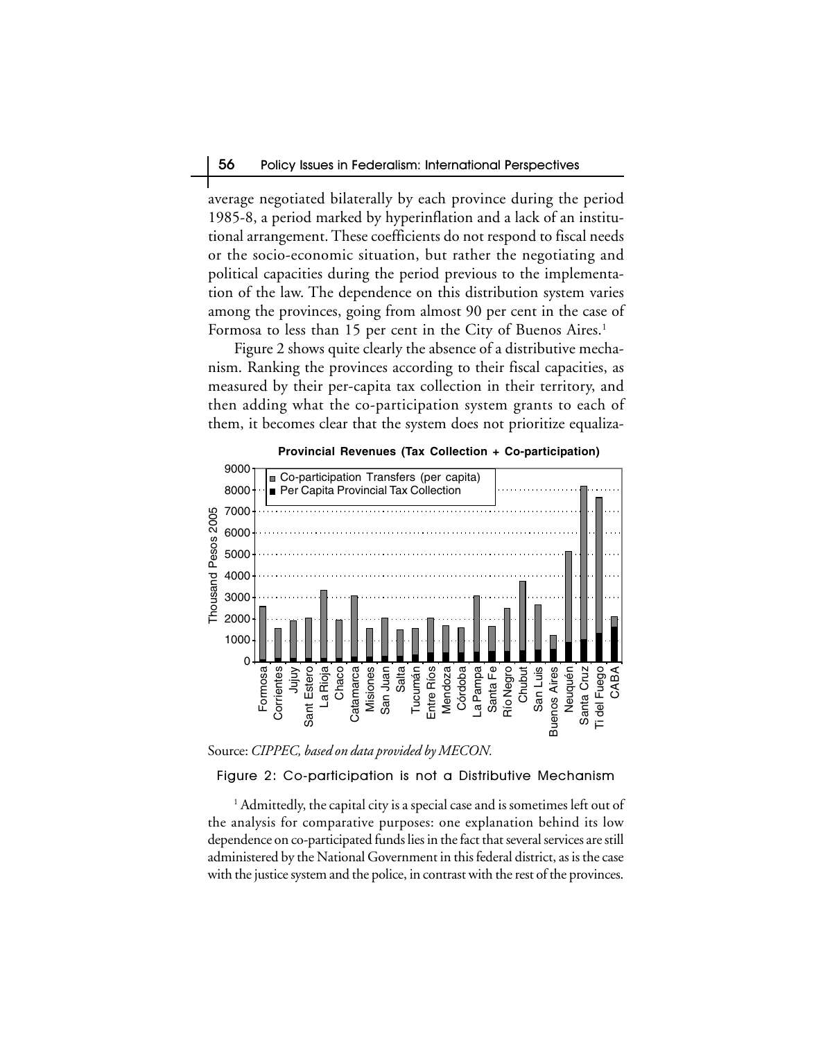average negotiated bilaterally by each province during the period 1985-8, a period marked by hyperinflation and a lack of an institutional arrangement. These coefficients do not respond to fiscal needs or the socio-economic situation, but rather the negotiating and political capacities during the period previous to the implementation of the law. The dependence on this distribution system varies among the provinces, going from almost 90 per cent in the case of Formosa to less than 15 per cent in the City of Buenos Aires.[1]

Figure 2 shows quite clearly the absence of a distributive mechanism. Ranking the provinces according to their fiscal capacities, as measured by their per-capita tax collection in their territory, and then adding what the co-participation system grants to each of them, it becomes clear that the system does not prioritize equaliza-

**Provincial Revenues (Tax Collection + Co-participation)**

Source: *CIPPEC, based on data provided by MECON.*

Figure 2: Co-participation is not a Distributive Mechanism

[1] Admittedly, the capital city is a special case and is sometimes left out of the analysis for comparative purposes: one explanation behind its low dependence on co-participated funds lies in the fact that several services are still administered by the National Government in this federal district, as is the case with the justice system and the police, in contrast with the rest of the provinces.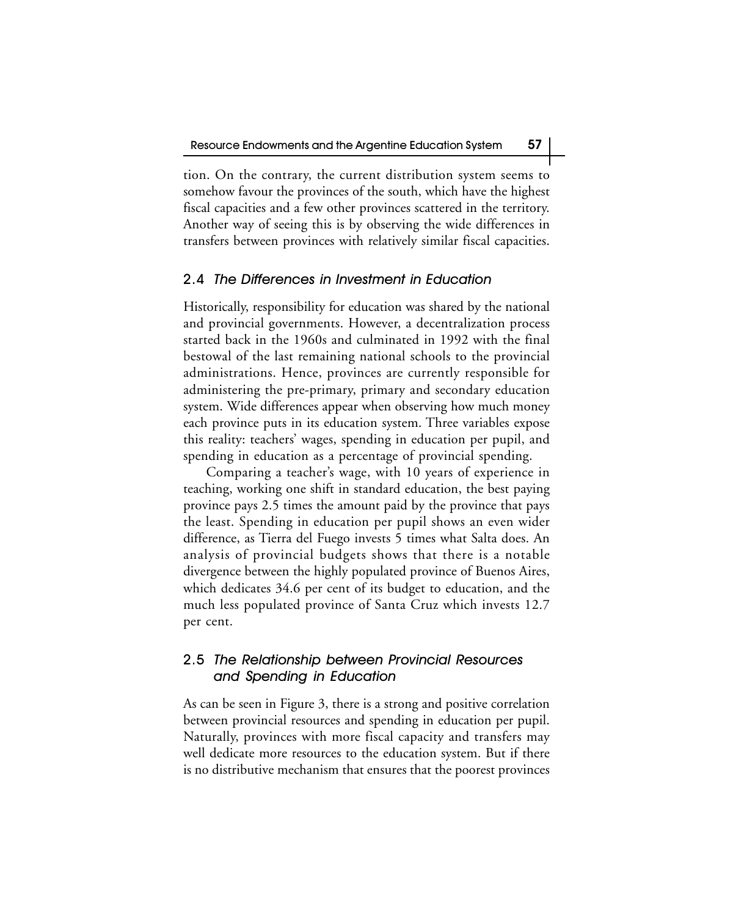tion. On the contrary, the current distribution system seems to somehow favour the provinces of the south, which have the highest fiscal capacities and a few other provinces scattered in the territory. Another way of seeing this is by observing the wide differences in transfers between provinces with relatively similar fiscal capacities.

## 2.4 *The Differences in Investment in Education*

Historically, responsibility for education was shared by the national and provincial governments. However, a decentralization process started back in the 1960s and culminated in 1992 with the final bestowal of the last remaining national schools to the provincial administrations. Hence, provinces are currently responsible for administering the pre-primary, primary and secondary education system. Wide differences appear when observing how much money each province puts in its education system. Three variables expose this reality: teachers' wages, spending in education per pupil, and spending in education as a percentage of provincial spending.

Comparing a teacher's wage, with 10 years of experience in teaching, working one shift in standard education, the best paying province pays 2.5 times the amount paid by the province that pays the least. Spending in education per pupil shows an even wider difference, as Tierra del Fuego invests 5 times what Salta does. An analysis of provincial budgets shows that there is a notable divergence between the highly populated province of Buenos Aires, which dedicates 34.6 per cent of its budget to education, and the much less populated province of Santa Cruz which invests 12.7 per cent.

## 2.5 *The Relationship between Provincial Resources and Spending in Education*

As can be seen in Figure 3, there is a strong and positive correlation between provincial resources and spending in education per pupil. Naturally, provinces with more fiscal capacity and transfers may well dedicate more resources to the education system. But if there is no distributive mechanism that ensures that the poorest provinces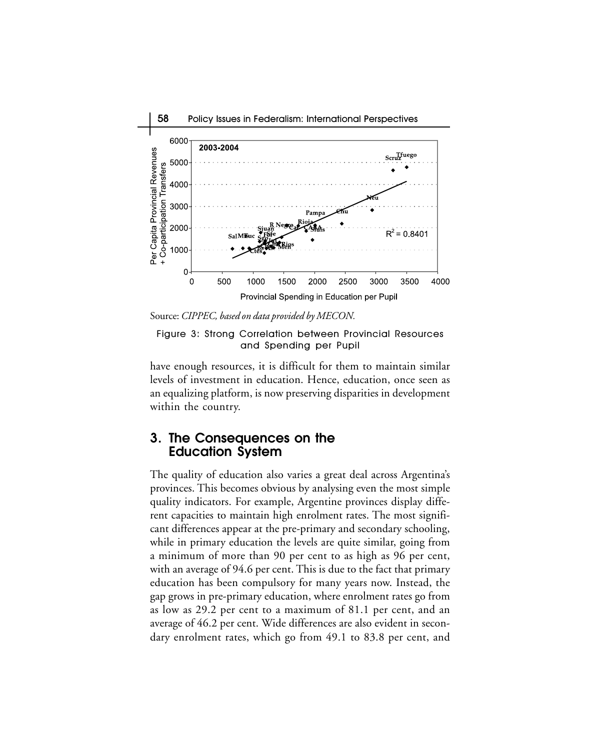Source: *CIPPEC, based on data provided by MECON.*

Figure 3: Strong Correlation between Provincial Resources and Spending per Pupil

have enough resources, it is difficult for them to maintain similar levels of investment in education. Hence, education, once seen as an equalizing platform, is now preserving disparities in development within the country.

## 3. The Consequences on the Education System

The quality of education also varies a great deal across Argentina's provinces. This becomes obvious by analysing even the most simple quality indicators. For example, Argentine provinces display different capacities to maintain high enrolment rates. The most significant differences appear at the pre-primary and secondary schooling, while in primary education the levels are quite similar, going from a minimum of more than 90 per cent to as high as 96 per cent, with an average of 94.6 per cent. This is due to the fact that primary education has been compulsory for many years now. Instead, the gap grows in pre-primary education, where enrolment rates go from as low as 29.2 per cent to a maximum of 81.1 per cent, and an average of 46.2 per cent. Wide differences are also evident in secondary enrolment rates, which go from 49.1 to 83.8 per cent, and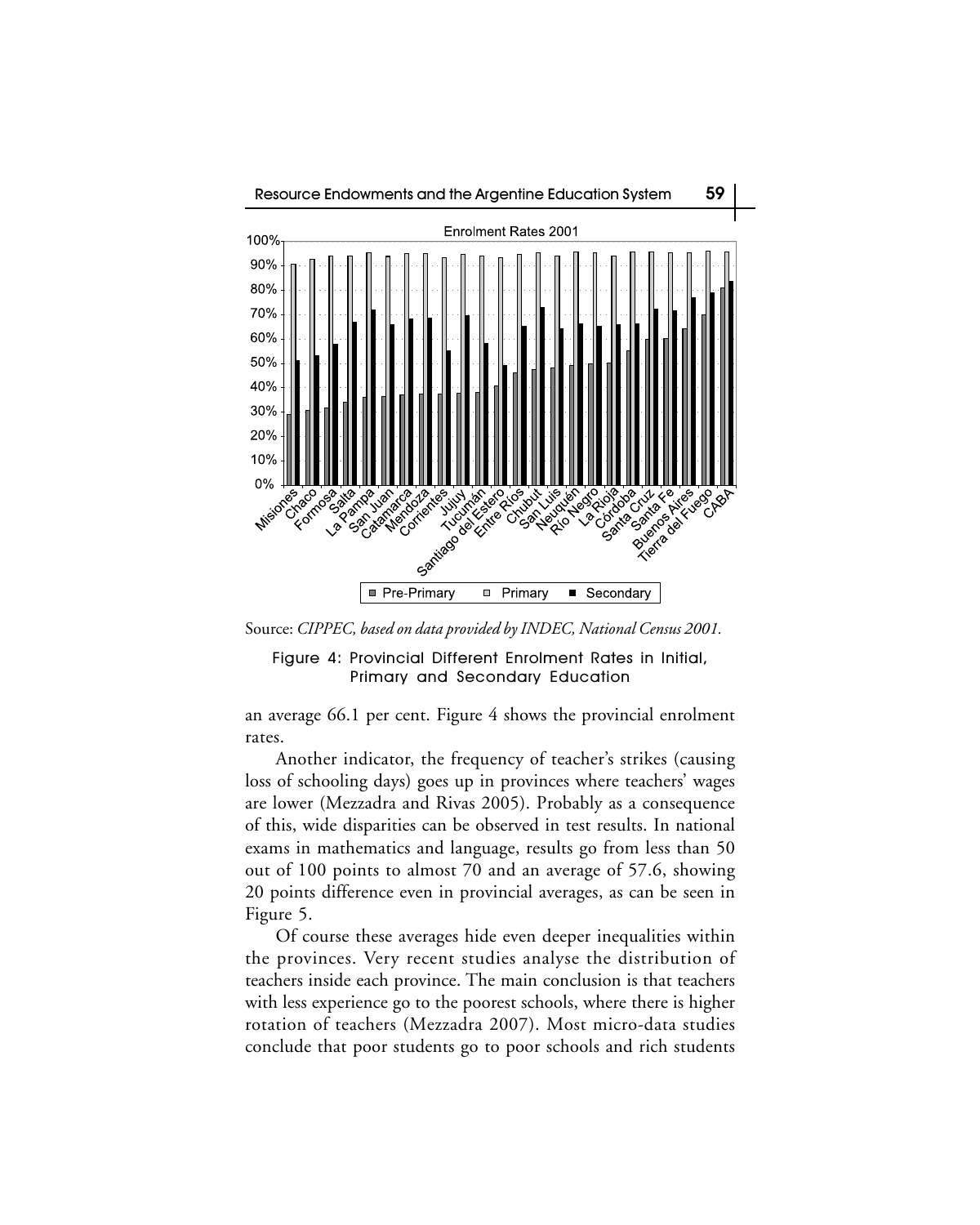Source: *CIPPEC, based on data provided by INDEC, National Census 2001.*

Figure 4: Provincial Different Enrolment Rates in Initial, Primary and Secondary Education

an average 66.1 per cent. Figure 4 shows the provincial enrolment rates.

Another indicator, the frequency of teacher's strikes (causing loss of schooling days) goes up in provinces where teachers' wages are lower (Mezzadra and Rivas 2005). Probably as a consequence of this, wide disparities can be observed in test results. In national exams in mathematics and language, results go from less than 50 out of 100 points to almost 70 and an average of 57.6, showing 20 points difference even in provincial averages, as can be seen in Figure 5.

Of course these averages hide even deeper inequalities within the provinces. Very recent studies analyse the distribution of teachers inside each province. The main conclusion is that teachers with less experience go to the poorest schools, where there is higher rotation of teachers (Mezzadra 2007). Most micro-data studies conclude that poor students go to poor schools and rich students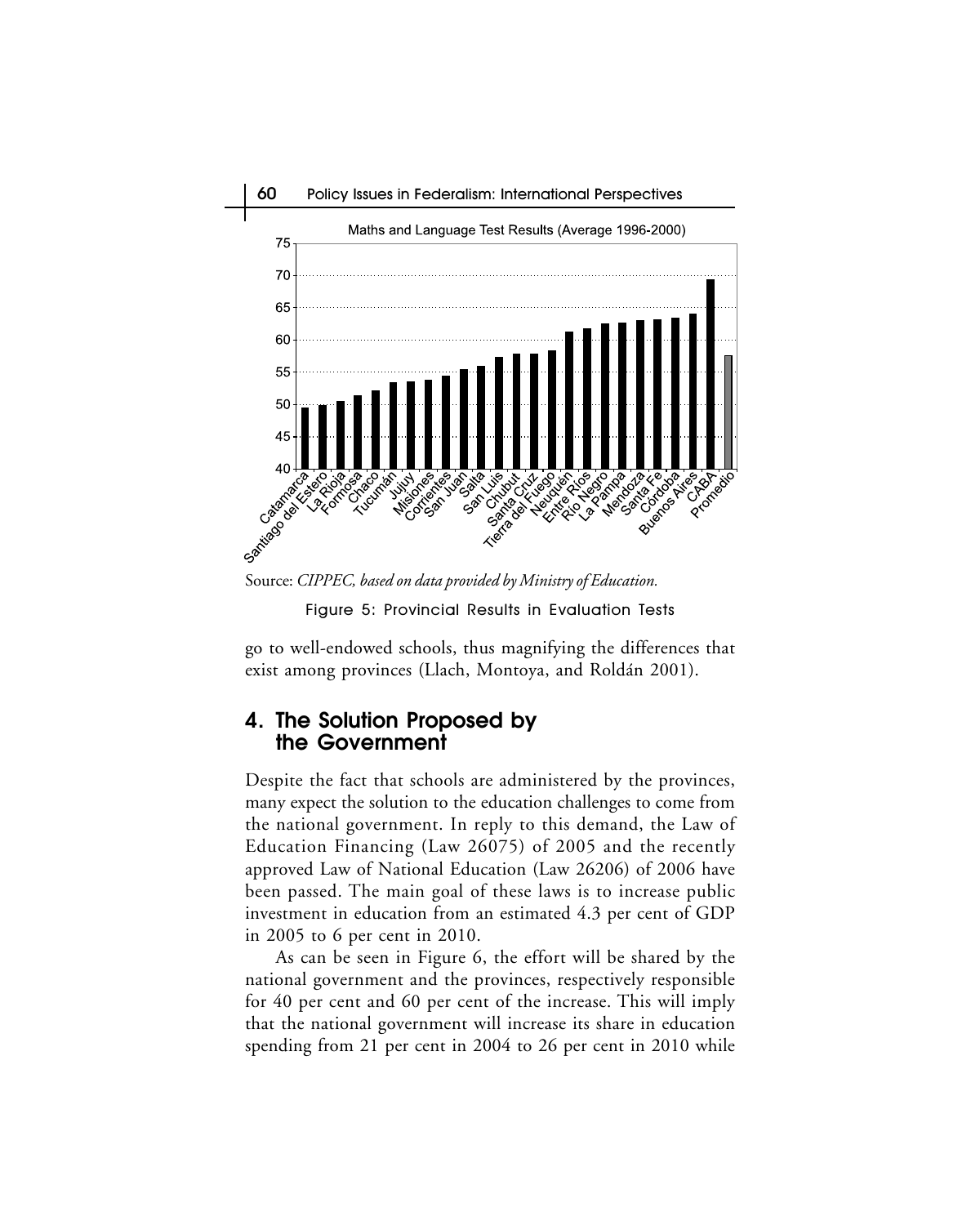Maths and Language Test Results (Average 1996-2000)

Source: *CIPPEC, based on data provided by Ministry of Education.*

Figure 5: Provincial Results in Evaluation Tests

go to well-endowed schools, thus magnifying the differences that exist among provinces (Llach, Montoya, and Roldán 2001).

## 4. The Solution Proposed by the Government

Despite the fact that schools are administered by the provinces, many expect the solution to the education challenges to come from the national government. In reply to this demand, the Law of Education Financing (Law 26075) of 2005 and the recently approved Law of National Education (Law 26206) of 2006 have been passed. The main goal of these laws is to increase public investment in education from an estimated 4.3 per cent of GDP in 2005 to 6 per cent in 2010.

As can be seen in Figure 6, the effort will be shared by the national government and the provinces, respectively responsible for 40 per cent and 60 per cent of the increase. This will imply that the national government will increase its share in education spending from 21 per cent in 2004 to 26 per cent in 2010 while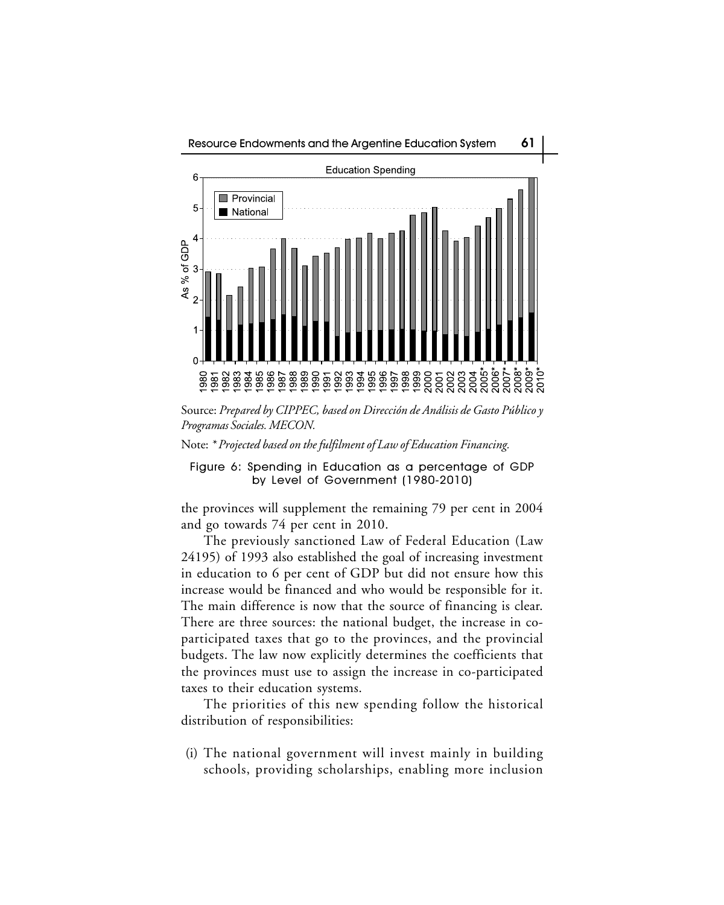Source: *Prepared by CIPPEC, based on Dirección de Análisis de Gasto Público y Programas Sociales. MECON.*

Note: *\*Projected based on the fulfilment of Law of Education Financing.*

Figure 6: Spending in Education as a percentage of GDP by Level of Government (1980-2010)

the provinces will supplement the remaining 79 per cent in 2004 and go towards 74 per cent in 2010.

The previously sanctioned Law of Federal Education (Law 24195) of 1993 also established the goal of increasing investment in education to 6 per cent of GDP but did not ensure how this increase would be financed and who would be responsible for it. The main difference is now that the source of financing is clear. There are three sources: the national budget, the increase in co-participated taxes that go to the provinces, and the provincial budgets. The law now explicitly determines the coefficients that the provinces must use to assign the increase in co-participated taxes to their education systems.

The priorities of this new spending follow the historical distribution of responsibilities:

(i) The national government will invest mainly in building schools, providing scholarships, enabling more inclusion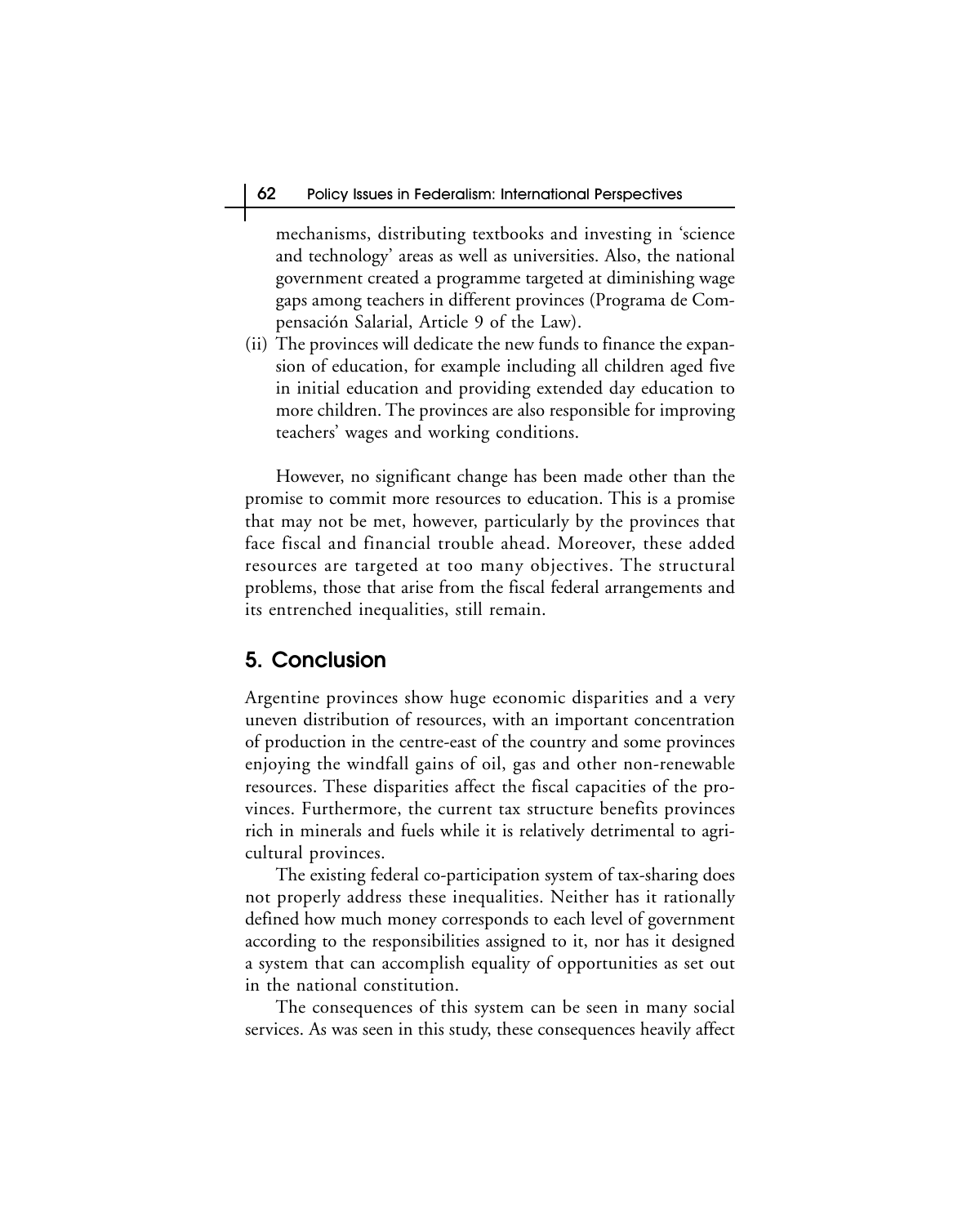mechanisms, distributing textbooks and investing in 'science and technology' areas as well as universities. Also, the national government created a programme targeted at diminishing wage gaps among teachers in different provinces (Programa de Compensación Salarial, Article 9 of the Law).

(ii) The provinces will dedicate the new funds to finance the expansion of education, for example including all children aged five in initial education and providing extended day education to more children. The provinces are also responsible for improving teachers' wages and working conditions.

However, no significant change has been made other than the promise to commit more resources to education. This is a promise that may not be met, however, particularly by the provinces that face fiscal and financial trouble ahead. Moreover, these added resources are targeted at too many objectives. The structural problems, those that arise from the fiscal federal arrangements and its entrenched inequalities, still remain.

## 5. Conclusion

Argentine provinces show huge economic disparities and a very uneven distribution of resources, with an important concentration of production in the centre-east of the country and some provinces enjoying the windfall gains of oil, gas and other non-renewable resources. These disparities affect the fiscal capacities of the provinces. Furthermore, the current tax structure benefits provinces rich in minerals and fuels while it is relatively detrimental to agricultural provinces.

The existing federal co-participation system of tax-sharing does not properly address these inequalities. Neither has it rationally defined how much money corresponds to each level of government according to the responsibilities assigned to it, nor has it designed a system that can accomplish equality of opportunities as set out in the national constitution.

The consequences of this system can be seen in many social services. As was seen in this study, these consequences heavily affect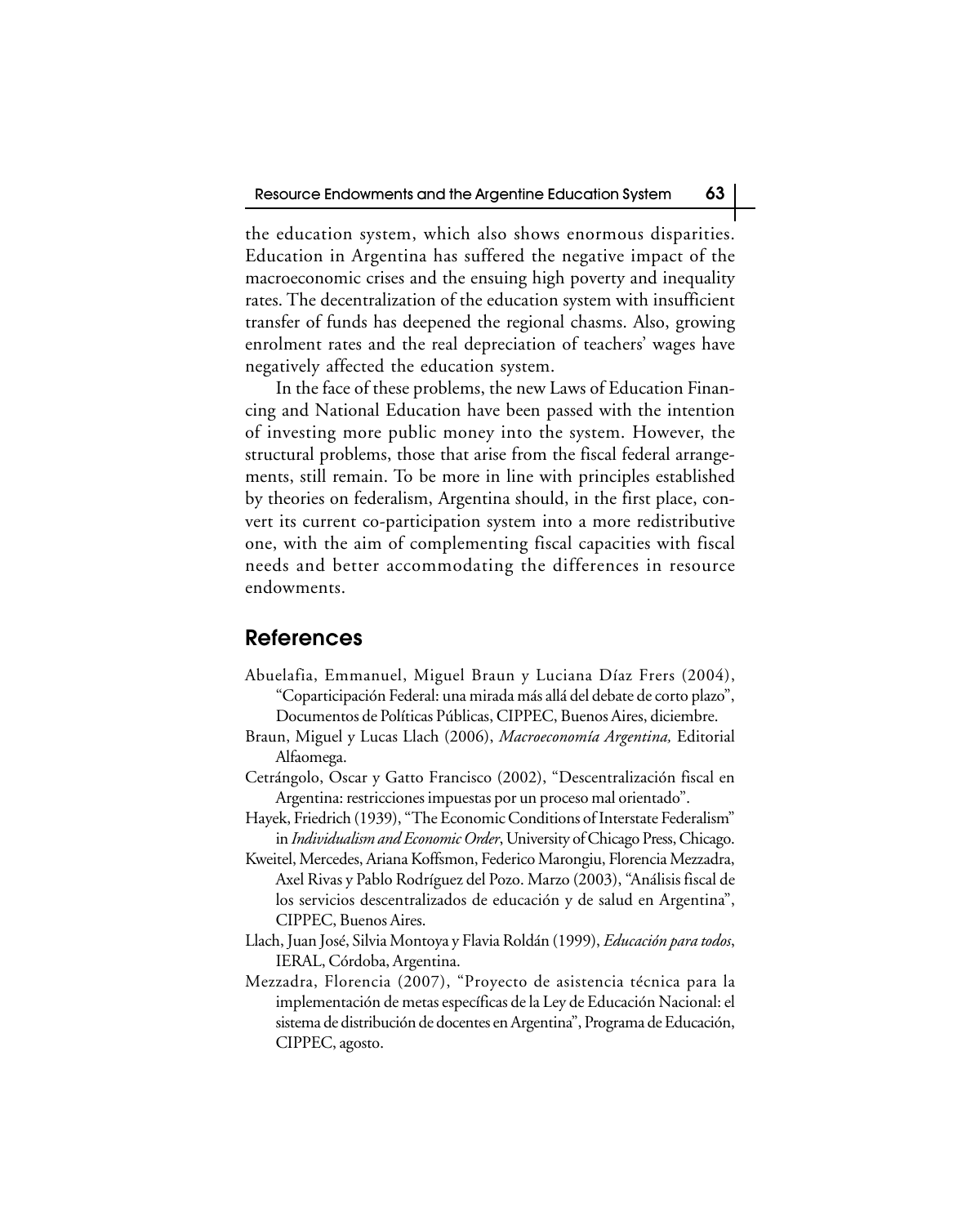the education system, which also shows enormous disparities. Education in Argentina has suffered the negative impact of the macroeconomic crises and the ensuing high poverty and inequality rates. The decentralization of the education system with insufficient transfer of funds has deepened the regional chasms. Also, growing enrolment rates and the real depreciation of teachers' wages have negatively affected the education system.

In the face of these problems, the new Laws of Education Financing and National Education have been passed with the intention of investing more public money into the system. However, the structural problems, those that arise from the fiscal federal arrangements, still remain. To be more in line with principles established by theories on federalism, Argentina should, in the first place, convert its current co-participation system into a more redistributive one, with the aim of complementing fiscal capacities with fiscal needs and better accommodating the differences in resource endowments.

## References

Abuelafia, Emmanuel, Miguel Braun y Luciana Díaz Frers (2004), "Coparticipación Federal: una mirada más allá del debate de corto plazo", Documentos de Políticas Públicas, CIPPEC, Buenos Aires, diciembre.

Braun, Miguel y Lucas Llach (2006), *Macroeconomía Argentina,* Editorial Alfaomega.

Cetrángolo, Oscar y Gatto Francisco (2002), "Descentralización fiscal en Argentina: restricciones impuestas por un proceso mal orientado".

Hayek, Friedrich (1939), "The Economic Conditions of Interstate Federalism" in *Individualism and Economic Order*, University of Chicago Press, Chicago.

Kweitel, Mercedes, Ariana Koffsmon, Federico Marongiu, Florencia Mezzadra, Axel Rivas y Pablo Rodríguez del Pozo. Marzo (2003), "Análisis fiscal de los servicios descentralizados de educación y de salud en Argentina", CIPPEC, Buenos Aires.

Llach, Juan José, Silvia Montoya y Flavia Roldán (1999), *Educación para todos*, IERAL, Córdoba, Argentina.

Mezzadra, Florencia (2007), "Proyecto de asistencia técnica para la implementación de metas específicas de la Ley de Educación Nacional: el sistema de distribución de docentes en Argentina", Programa de Educación, CIPPEC, agosto.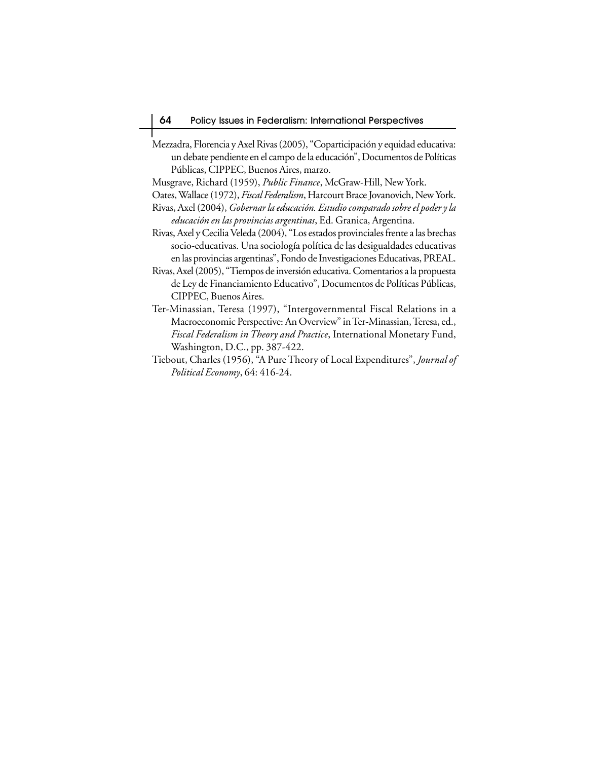Mezzadra, Florencia y Axel Rivas (2005), "Coparticipación y equidad educativa: un debate pendiente en el campo de la educación", Documentos de Políticas Públicas, CIPPEC, Buenos Aires, marzo.

Musgrave, Richard (1959), *Public Finance*, McGraw-Hill, New York.

Oates, Wallace (1972), *Fiscal Federalism*, Harcourt Brace Jovanovich, New York.

Rivas, Axel (2004), *Gobernar la educación. Estudio comparado sobre el poder y la educación en las provincias argentinas*, Ed. Granica, Argentina.

Rivas, Axel y Cecilia Veleda (2004), "Los estados provinciales frente a las brechas socio-educativas. Una sociología política de las desigualdades educativas en las provincias argentinas", Fondo de Investigaciones Educativas, PREAL.

Rivas, Axel (2005), "Tiempos de inversión educativa. Comentarios a la propuesta de Ley de Financiamiento Educativo", Documentos de Políticas Públicas, CIPPEC, Buenos Aires.

Ter-Minassian, Teresa (1997), "Intergovernmental Fiscal Relations in a Macroeconomic Perspective: An Overview" in Ter-Minassian, Teresa, ed., *Fiscal Federalism in Theory and Practice*, International Monetary Fund, Washington, D.C., pp. 387-422.

Tiebout, Charles (1956), "A Pure Theory of Local Expenditures", *Journal of Political Economy*, 64: 416-24.